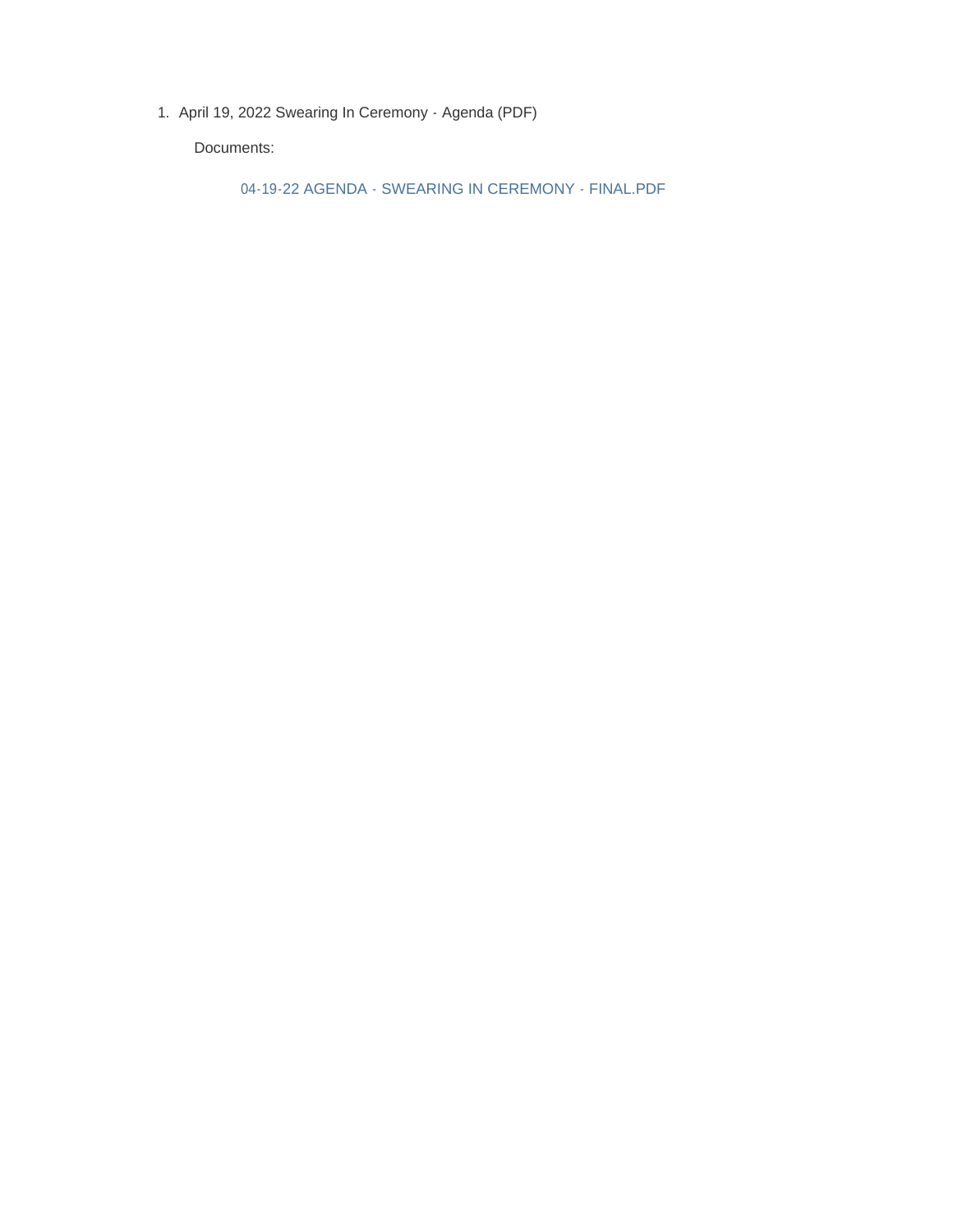1. April 19, 2022 Swearing In Ceremony - Agenda (PDF)

   Documents:

   04-19-22 AGENDA - SWEARING IN CEREMONY - FINAL.PDF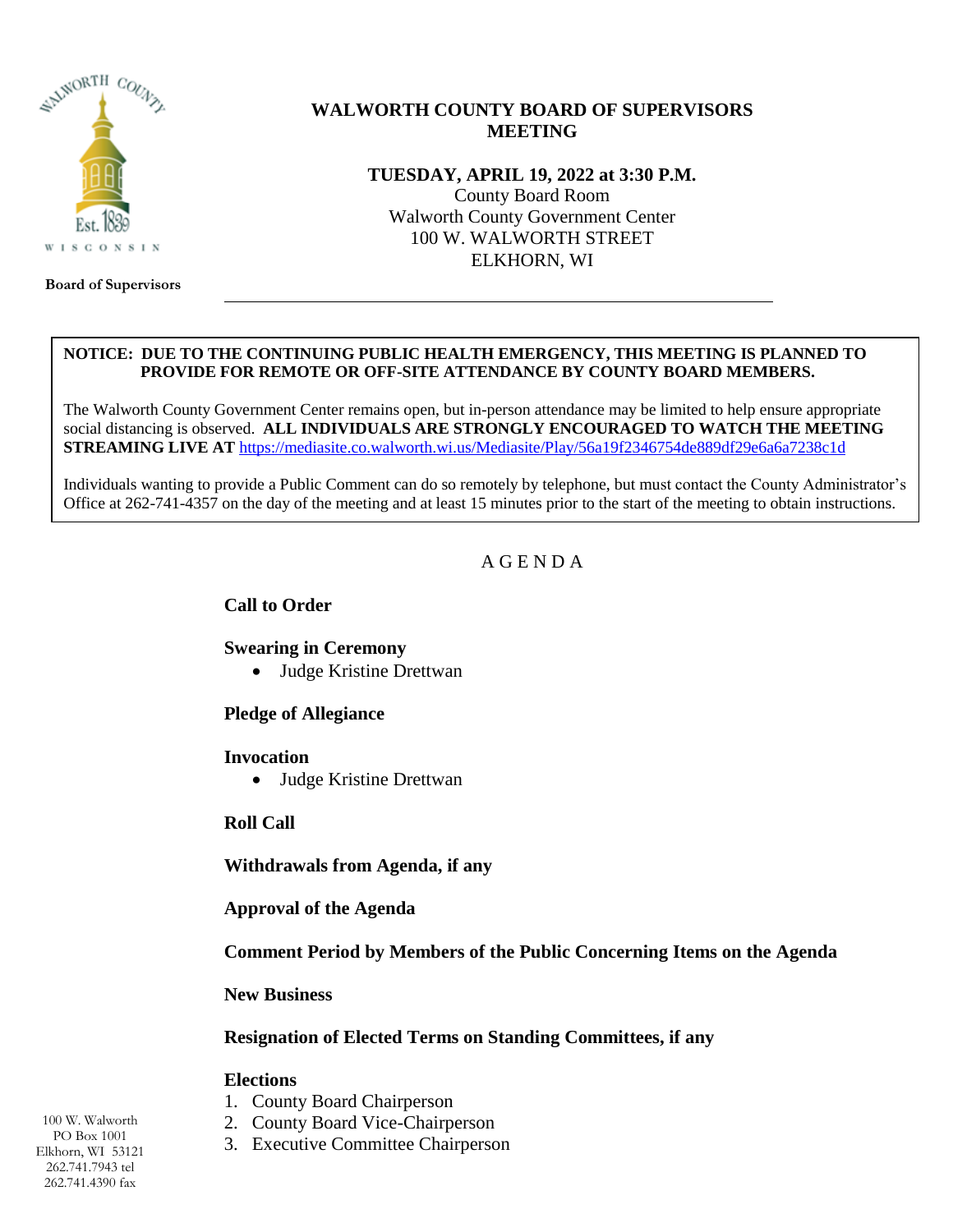# WALWORTH COUNTY BOARD OF SUPERVISORS MEETING

**TUESDAY, APRIL 19, 2022 at 3:30 P.M.**
County Board Room
Walworth County Government Center
100 W. WALWORTH STREET
ELKHORN, WI

**Board of Supervisors**

---

**NOTICE: DUE TO THE CONTINUING PUBLIC HEALTH EMERGENCY, THIS MEETING IS PLANNED TO PROVIDE FOR REMOTE OR OFF-SITE ATTENDANCE BY COUNTY BOARD MEMBERS.**

The Walworth County Government Center remains open, but in-person attendance may be limited to help ensure appropriate social distancing is observed. **ALL INDIVIDUALS ARE STRONGLY ENCOURAGED TO WATCH THE MEETING STREAMING LIVE AT** https://mediasite.co.walworth.wi.us/Mediasite/Play/56a19f2346754de889df29e6a6a7238c1d

Individuals wanting to provide a Public Comment can do so remotely by telephone, but must contact the County Administrator's Office at 262-741-4357 on the day of the meeting and at least 15 minutes prior to the start of the meeting to obtain instructions.

## A G E N D A

**Call to Order**

**Swearing in Ceremony**
- Judge Kristine Drettwan

**Pledge of Allegiance**

**Invocation**
- Judge Kristine Drettwan

**Roll Call**

**Withdrawals from Agenda, if any**

**Approval of the Agenda**

**Comment Period by Members of the Public Concerning Items on the Agenda**

**New Business**

**Resignation of Elected Terms on Standing Committees, if any**

**Elections**
1. County Board Chairperson
2. County Board Vice-Chairperson
3. Executive Committee Chairperson

100 W. Walworth
PO Box 1001
Elkhorn, WI 53121
262.741.7943 tel
262.741.4390 fax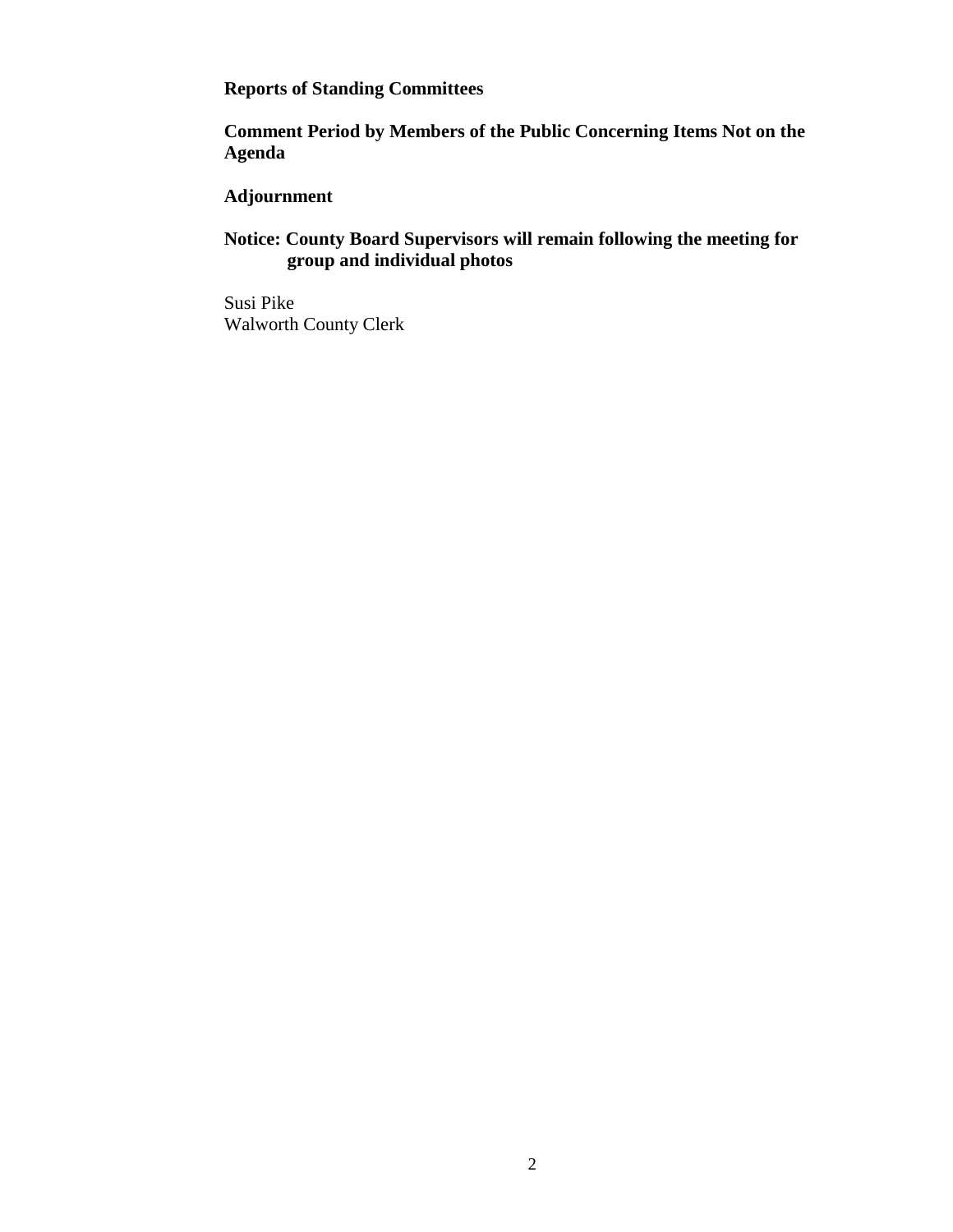**Reports of Standing Committees**

**Comment Period by Members of the Public Concerning Items Not on the Agenda**

**Adjournment**

**Notice: County Board Supervisors will remain following the meeting for group and individual photos**

Susi Pike
Walworth County Clerk